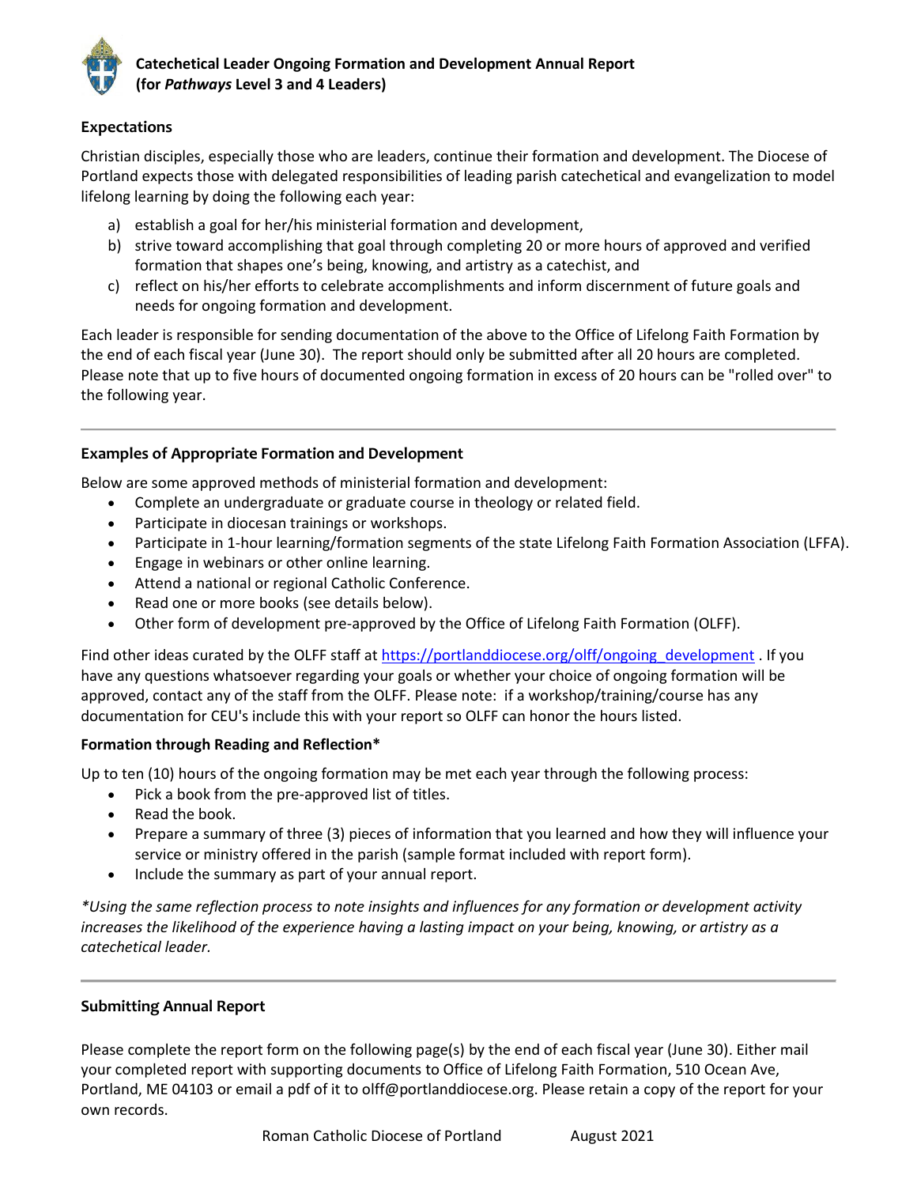# Catechetical Leader Ongoing Formation and Development Annual Report (for *Pathways* Level 3 and 4 Leaders)

## Expectations

Christian disciples, especially those who are leaders, continue their formation and development. The Diocese of Portland expects those with delegated responsibilities of leading parish catechetical and evangelization to model lifelong learning by doing the following each year:

a) establish a goal for her/his ministerial formation and development,
b) strive toward accomplishing that goal through completing 20 or more hours of approved and verified formation that shapes one's being, knowing, and artistry as a catechist, and
c) reflect on his/her efforts to celebrate accomplishments and inform discernment of future goals and needs for ongoing formation and development.

Each leader is responsible for sending documentation of the above to the Office of Lifelong Faith Formation by the end of each fiscal year (June 30). The report should only be submitted after all 20 hours are completed. Please note that up to five hours of documented ongoing formation in excess of 20 hours can be "rolled over" to the following year.

---

## Examples of Appropriate Formation and Development

Below are some approved methods of ministerial formation and development:

- Complete an undergraduate or graduate course in theology or related field.
- Participate in diocesan trainings or workshops.
- Participate in 1-hour learning/formation segments of the state Lifelong Faith Formation Association (LFFA).
- Engage in webinars or other online learning.
- Attend a national or regional Catholic Conference.
- Read one or more books (see details below).
- Other form of development pre-approved by the Office of Lifelong Faith Formation (OLFF).

Find other ideas curated by the OLFF staff at https://portlanddiocese.org/olff/ongoing_development . If you have any questions whatsoever regarding your goals or whether your choice of ongoing formation will be approved, contact any of the staff from the OLFF. Please note: if a workshop/training/course has any documentation for CEU's include this with your report so OLFF can honor the hours listed.

### Formation through Reading and Reflection*

Up to ten (10) hours of the ongoing formation may be met each year through the following process:

- Pick a book from the pre-approved list of titles.
- Read the book.
- Prepare a summary of three (3) pieces of information that you learned and how they will influence your service or ministry offered in the parish (sample format included with report form).
- Include the summary as part of your annual report.

*\*Using the same reflection process to note insights and influences for any formation or development activity increases the likelihood of the experience having a lasting impact on your being, knowing, or artistry as a catechetical leader.*

---

## Submitting Annual Report

Please complete the report form on the following page(s) by the end of each fiscal year (June 30). Either mail your completed report with supporting documents to Office of Lifelong Faith Formation, 510 Ocean Ave, Portland, ME 04103 or email a pdf of it to olff@portlanddiocese.org. Please retain a copy of the report for your own records.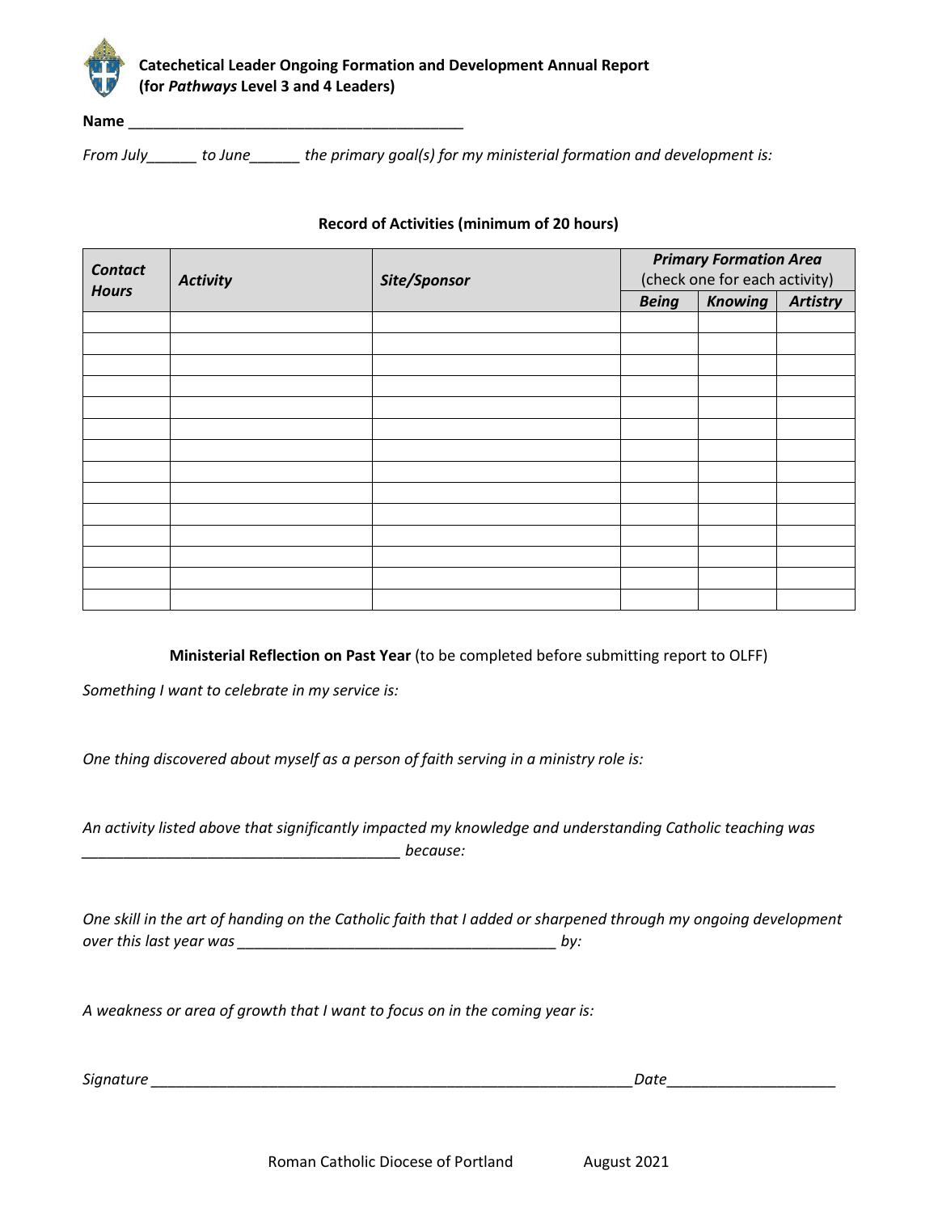**Catechetical Leader Ongoing Formation and Development Annual Report (for *Pathways* Level 3 and 4 Leaders)**

**Name** ___________________________________________

*From July______ to June______ the primary goal(s) for my ministerial formation and development is:*

**Record of Activities (minimum of 20 hours)**

| ***Contact Hours*** | ***Activity*** | ***Site/Sponsor*** | ***Primary Formation Area*** (check one for each activity) | | |
|---|---|---|---|---|---|
| | | | ***Being*** | ***Knowing*** | ***Artistry*** |
| | | | | | |
| | | | | | |
| | | | | | |
| | | | | | |
| | | | | | |
| | | | | | |
| | | | | | |
| | | | | | |
| | | | | | |
| | | | | | |
| | | | | | |
| | | | | | |
| | | | | | |
| | | | | | |

**Ministerial Reflection on Past Year** (to be completed before submitting report to OLFF)

*Something I want to celebrate in my service is:*

*One thing discovered about myself as a person of faith serving in a ministry role is:*

*An activity listed above that significantly impacted my knowledge and understanding Catholic teaching was ________________________________________ because:*

*One skill in the art of handing on the Catholic faith that I added or sharpened through my ongoing development over this last year was ________________________________________ by:*

*A weakness or area of growth that I want to focus on in the coming year is:*

*Signature* ______________________________________________________________ *Date*_____________________

Roman Catholic Diocese of Portland August 2021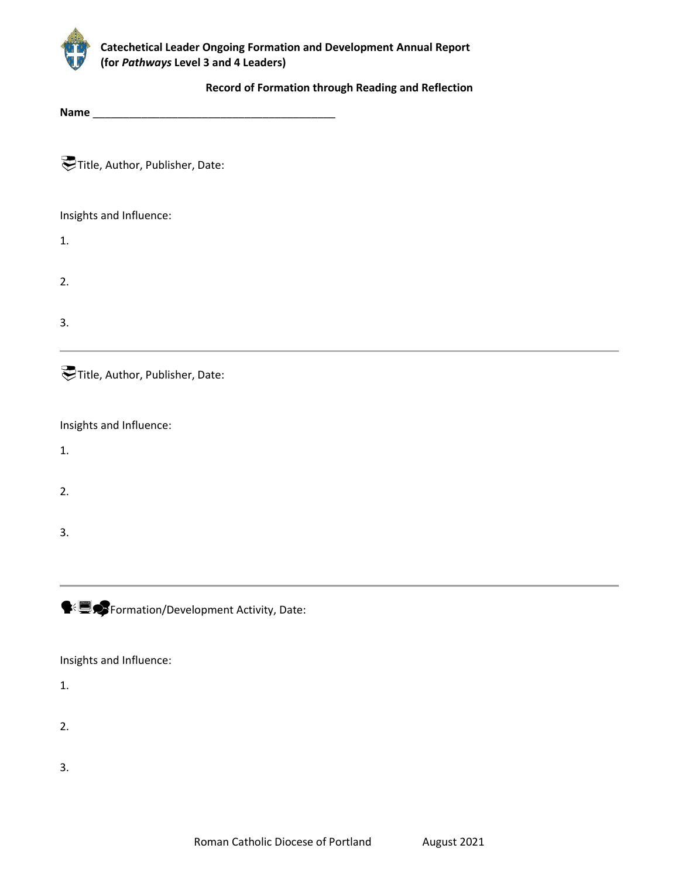**Catechetical Leader Ongoing Formation and Development Annual Report (for *Pathways* Level 3 and 4 Leaders)**

**Record of Formation through Reading and Reflection**

**Name** ________________________________________

Title, Author, Publisher, Date:

Insights and Influence:

1.

2.

3.

---

Title, Author, Publisher, Date:

Insights and Influence:

1.

2.

3.

---

Formation/Development Activity, Date:

Insights and Influence:

1.

2.

3.

Roman Catholic Diocese of Portland August 2021